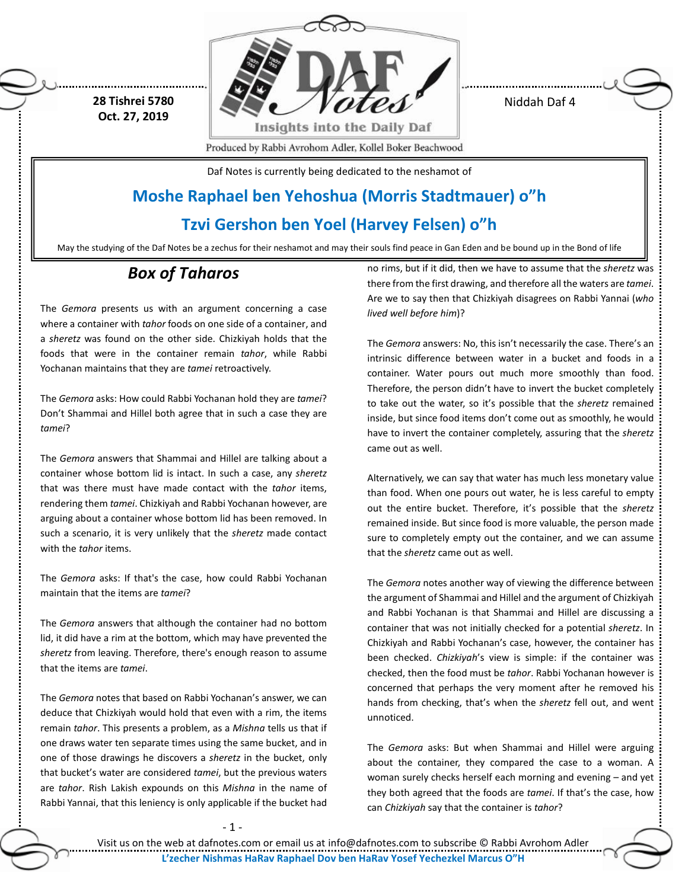28 Tishrei 5780
Oct. 27, 2019

Niddah Daf 4

Produced by Rabbi Avrohom Adler, Kollel Boker Beachwood

Daf Notes is currently being dedicated to the neshamot of

**Moshe Raphael ben Yehoshua (Morris Stadtmauer) o"h**

**Tzvi Gershon ben Yoel (Harvey Felsen) o"h**

May the studying of the Daf Notes be a zechus for their neshamot and may their souls find peace in Gan Eden and be bound up in the Bond of life

## *Box of Taharos*

The *Gemora* presents us with an argument concerning a case where a container with *tahor* foods on one side of a container, and a *sheretz* was found on the other side. Chizkiyah holds that the foods that were in the container remain *tahor*, while Rabbi Yochanan maintains that they are *tamei* retroactively.

The *Gemora* asks: How could Rabbi Yochanan hold they are *tamei*? Don't Shammai and Hillel both agree that in such a case they are *tamei*?

The *Gemora* answers that Shammai and Hillel are talking about a container whose bottom lid is intact. In such a case, any *sheretz* that was there must have made contact with the *tahor* items, rendering them *tamei*. Chizkiyah and Rabbi Yochanan however, are arguing about a container whose bottom lid has been removed. In such a scenario, it is very unlikely that the *sheretz* made contact with the *tahor* items.

The *Gemora* asks: If that's the case, how could Rabbi Yochanan maintain that the items are *tamei*?

The *Gemora* answers that although the container had no bottom lid, it did have a rim at the bottom, which may have prevented the *sheretz* from leaving. Therefore, there's enough reason to assume that the items are *tamei*.

The *Gemora* notes that based on Rabbi Yochanan's answer, we can deduce that Chizkiyah would hold that even with a rim, the items remain *tahor*. This presents a problem, as a *Mishna* tells us that if one draws water ten separate times using the same bucket, and in one of those drawings he discovers a *sheretz* in the bucket, only that bucket's water are considered *tamei*, but the previous waters are *tahor*. Rish Lakish expounds on this *Mishna* in the name of Rabbi Yannai, that this leniency is only applicable if the bucket had no rims, but if it did, then we have to assume that the *sheretz* was there from the first drawing, and therefore all the waters are *tamei*. Are we to say then that Chizkiyah disagrees on Rabbi Yannai (*who lived well before him*)?

The *Gemora* answers: No, this isn't necessarily the case. There's an intrinsic difference between water in a bucket and foods in a container. Water pours out much more smoothly than food. Therefore, the person didn't have to invert the bucket completely to take out the water, so it's possible that the *sheretz* remained inside, but since food items don't come out as smoothly, he would have to invert the container completely, assuring that the *sheretz* came out as well.

Alternatively, we can say that water has much less monetary value than food. When one pours out water, he is less careful to empty out the entire bucket. Therefore, it's possible that the *sheretz* remained inside. But since food is more valuable, the person made sure to completely empty out the container, and we can assume that the *sheretz* came out as well.

The *Gemora* notes another way of viewing the difference between the argument of Shammai and Hillel and the argument of Chizkiyah and Rabbi Yochanan is that Shammai and Hillel are discussing a container that was not initially checked for a potential *sheretz*. In Chizkiyah and Rabbi Yochanan's case, however, the container has been checked. *Chizkiyah*'s view is simple: if the container was checked, then the food must be *tahor*. Rabbi Yochanan however is concerned that perhaps the very moment after he removed his hands from checking, that's when the *sheretz* fell out, and went unnoticed.

The *Gemora* asks: But when Shammai and Hillel were arguing about the container, they compared the case to a woman. A woman surely checks herself each morning and evening – and yet they both agreed that the foods are *tamei*. If that's the case, how can *Chizkiyah* say that the container is *tahor*?

Visit us on the web at dafnotes.com or email us at info@dafnotes.com to subscribe © Rabbi Avrohom Adler

**L'zecher Nishmas HaRav Raphael Dov ben HaRav Yosef Yechezkel Marcus O"H**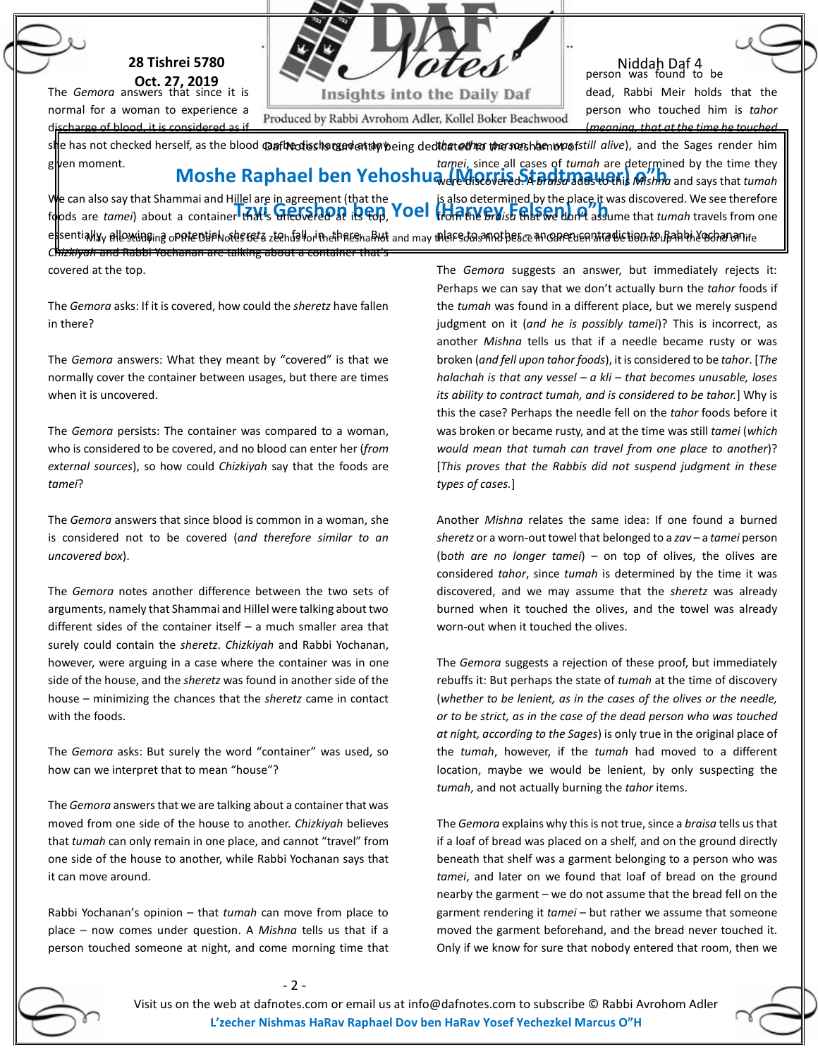The *Gemora* answers that since it is normal for a woman to experience a discharge of blood, it is considered as if she has not checked herself, as the blood could be discharged at any given moment.

We can also say that Shammai and Hillel are in agreement (that the foods are *tamei*) about a container that's uncovered at its top, essentially allowing a potential *sheretz* to fall in there. But *Chizkiyah* and Rabbi Yochanan are talking about a container that's covered at the top.

The *Gemora* asks: If it is covered, how could the *sheretz* have fallen in there?

The *Gemora* answers: What they meant by "covered" is that we normally cover the container between usages, but there are times when it is uncovered.

The *Gemora* persists: The container was compared to a woman, who is considered to be covered, and no blood can enter her (*from external sources*), so how could *Chizkiyah* say that the foods are *tamei*?

The *Gemora* answers that since blood is common in a woman, she is considered not to be covered (*and therefore similar to an uncovered box*).

The *Gemora* notes another difference between the two sets of arguments, namely that Shammai and Hillel were talking about two different sides of the container itself – a much smaller area that surely could contain the *sheretz*. *Chizkiyah* and Rabbi Yochanan, however, were arguing in a case where the container was in one side of the house, and the *sheretz* was found in another side of the house – minimizing the chances that the *sheretz* came in contact with the foods.

The *Gemora* asks: But surely the word "container" was used, so how can we interpret that to mean "house"?

The *Gemora* answers that we are talking about a container that was moved from one side of the house to another. *Chizkiyah* believes that *tumah* can only remain in one place, and cannot "travel" from one side of the house to another, while Rabbi Yochanan says that it can move around.

Rabbi Yochanan's opinion – that *tumah* can move from place to place – now comes under question. A *Mishna* tells us that if a person touched someone at night, and come morning time that person was found to be dead, Rabbi Meir holds that the person who touched him is *tahor* (*meaning, that at the time he touched the other person, he was still alive*), and the Sages render him *tamei*, since all cases of *tumah* are determined by the time they were discovered. A *braisa* adds to this *Mishna* and says that *tumah* is also determined by the place it was discovered. We see therefore from the *braisa* that we don't assume that *tumah* travels from one place to another – an open contradiction to Rabbi Yochanan.

The *Gemora* suggests an answer, but immediately rejects it: Perhaps we can say that we don't actually burn the *tahor* foods if the *tumah* was found in a different place, but we merely suspend judgment on it (*and he is possibly tamei*)? This is incorrect, as another *Mishna* tells us that if a needle became rusty or was broken (*and fell upon tahor foods*), it is considered to be *tahor*. [*The halachah is that any vessel – a kli – that becomes unusable, loses its ability to contract tumah, and is considered to be tahor.*] Why is this the case? Perhaps the needle fell on the *tahor* foods before it was broken or became rusty, and at the time was still *tamei* (*which would mean that tumah can travel from one place to another*)? [*This proves that the Rabbis did not suspend judgment in these types of cases.*]

Another *Mishna* relates the same idea: If one found a burned *sheretz* or a worn-out towel that belonged to a *zav* – a *tamei* person (*both are no longer tamei*) – on top of olives, the olives are considered *tahor*, since *tumah* is determined by the time it was discovered, and we may assume that the *sheretz* was already burned when it touched the olives, and the towel was already worn-out when it touched the olives.

The *Gemora* suggests a rejection of these proof, but immediately rebuffs it: But perhaps the state of *tumah* at the time of discovery (*whether to be lenient, as in the cases of the olives or the needle, or to be strict, as in the case of the dead person who was touched at night, according to the Sages*) is only true in the original place of the *tumah*, however, if the *tumah* had moved to a different location, maybe we would be lenient, by only suspecting the *tumah*, and not actually burning the *tahor* items.

The *Gemora* explains why this is not true, since a *braisa* tells us that if a loaf of bread was placed on a shelf, and on the ground directly beneath that shelf was a garment belonging to a person who was *tamei*, and later on we found that loaf of bread on the ground nearby the garment – we do not assume that the bread fell on the garment rendering it *tamei* – but rather we assume that someone moved the garment beforehand, and the bread never touched it. Only if we know for sure that nobody entered that room, then we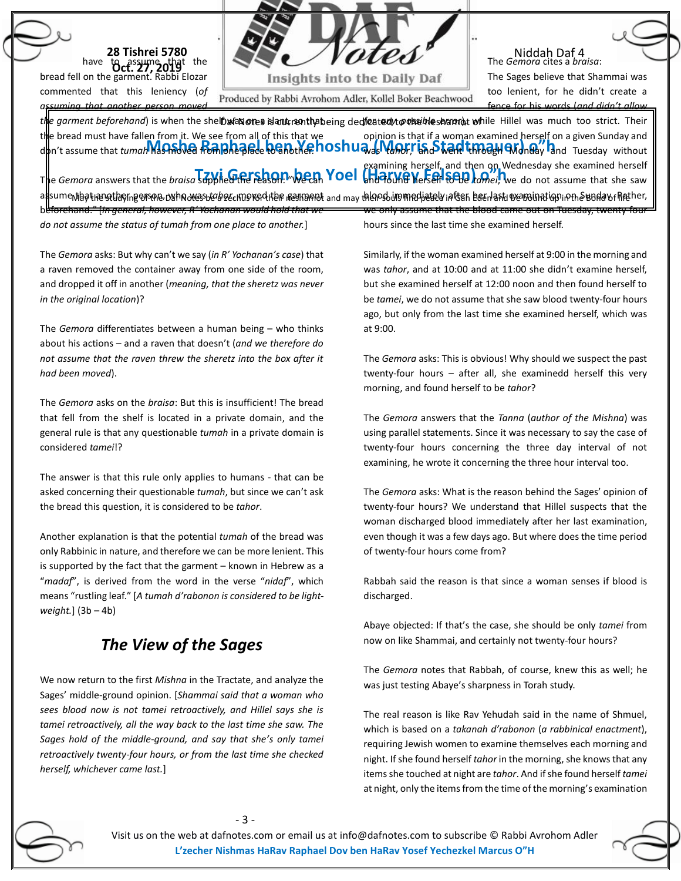have to assume that the bread fell on the garment. Rabbi Elozar commented that this leniency (*of assuming that another person moved the garment beforehand*) is when the shelf was on a slant, so that the bread must have fallen from it. We see from all of this that we don't assume that *tumah* has moved from one place to another.

The *Gemora* answers that the *braisa* supplied the reason: "We can assume that another person, who was *tahor*, moved the garment beforehand." [*In general, however, R' Yochanan would hold that we do not assume the status of tumah from one place to another.*]

The *Gemora* asks: But why can't we say (*in R' Yochanan's case*) that a raven removed the container away from one side of the room, and dropped it off in another (*meaning, that the sheretz was never in the original location*)?

The *Gemora* differentiates between a human being – who thinks about his actions – and a raven that doesn't (*and we therefore do not assume that the raven threw the sheretz into the box after it had been moved*).

The *Gemora* asks on the *braisa*: But this is insufficient! The bread that fell from the shelf is located in a private domain, and the general rule is that any questionable *tumah* in a private domain is considered *tamei*!?

The answer is that this rule only applies to humans - that can be asked concerning their questionable *tumah*, but since we can't ask the bread this question, it is considered to be *tahor*.

Another explanation is that the potential *tumah* of the bread was only Rabbinic in nature, and therefore we can be more lenient. This is supported by the fact that the garment – known in Hebrew as a "*madaf*", is derived from the word in the verse "*nidaf*", which means "rustling leaf." [*A tumah d'rabonon is considered to be light-weight.*] (3b – 4b)

## The View of the Sages

We now return to the first *Mishna* in the Tractate, and analyze the Sages' middle-ground opinion. [*Shammai said that a woman who sees blood now is not tamei retroactively, and Hillel says she is tamei retroactively, all the way back to the last time she saw. The Sages hold of the middle-ground, and say that she's only tamei retroactively twenty-four hours, or from the last time she checked herself, whichever came last.*]

The *Gemora* cites a *braisa*:

The Sages believe that Shammai was too lenient, for he didn't create a fence for his words (*and didn't allow for any possible error*) while Hillel was much too strict. Their opinion is that if a woman examined herself on a given Sunday and was *tahor*, and went through Monday and Tuesday without examining herself, and then on Wednesday she examined herself and found herself to be *tamei*, we do not assume that she saw blood immediately after her last examination on Sunday. Rather, we only assume that the blood came out on Tuesday, twenty-four hours since the last time she examined herself.

Similarly, if the woman examined herself at 9:00 in the morning and was *tahor*, and at 10:00 and at 11:00 she didn't examine herself, but she examined herself at 12:00 noon and then found herself to be *tamei*, we do not assume that she saw blood twenty-four hours ago, but only from the last time she examined herself, which was at 9:00.

The *Gemora* asks: This is obvious! Why should we suspect the past twenty-four hours – after all, she examinedd herself this very morning, and found herself to be *tahor*?

The *Gemora* answers that the *Tanna* (*author of the Mishna*) was using parallel statements. Since it was necessary to say the case of twenty-four hours concerning the three day interval of not examining, he wrote it concerning the three hour interval too.

The *Gemora* asks: What is the reason behind the Sages' opinion of twenty-four hours? We understand that Hillel suspects that the woman discharged blood immediately after her last examination, even though it was a few days ago. But where does the time period of twenty-four hours come from?

Rabbah said the reason is that since a woman senses if blood is discharged.

Abaye objected: If that's the case, she should be only *tamei* from now on like Shammai, and certainly not twenty-four hours?

The *Gemora* notes that Rabbah, of course, knew this as well; he was just testing Abaye's sharpness in Torah study.

The real reason is like Rav Yehudah said in the name of Shmuel, which is based on a *takanah d'rabonon* (*a rabbinical enactment*), requiring Jewish women to examine themselves each morning and night. If she found herself *tahor* in the morning, she knows that any items she touched at night are *tahor*. And if she found herself *tamei* at night, only the items from the time of the morning's examination

Daf Notes is currently being dedicated to the neshamot of

**Moshe Raphael ben Yehoshua (Morris Stadtmauer) o"h**

**Tzvi Gershon ben Yoel (Harvey Felsen) o"h**

May the studying of the Daf Notes be a zechus for their neshamot and may their souls find peace in Gan Eden and be bound up in the Bond of Life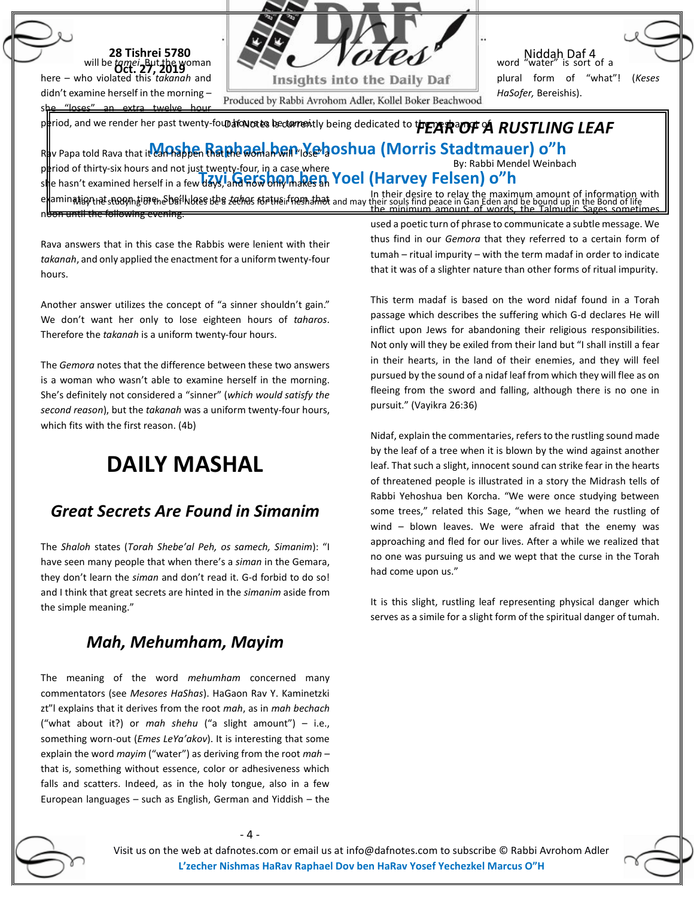will be *tamei*. But the woman here – who violated this *takanah* and didn't examine herself in the morning – she "loses" an extra twelve hour period, and we render her past twenty-four hours to be *tamei*.

Rav Papa told Rava that it can happen that the woman will "lose" a period of thirty-six hours and not just twenty-four, in a case where she hasn't examined herself in a few days, and now only makes an examination at noon time. She'll lose the *tahor* status from that noon until the following evening.

Rava answers that in this case the Rabbis were lenient with their *takanah*, and only applied the enactment for a uniform twenty-four hours.

Another answer utilizes the concept of "a sinner shouldn't gain." We don't want her only to lose eighteen hours of *taharos*. Therefore the *takanah* is a uniform twenty-four hours.

The *Gemora* notes that the difference between these two answers is a woman who wasn't able to examine herself in the morning. She's definitely not considered a "sinner" (*which would satisfy the second reason*), but the *takanah* was a uniform twenty-four hours, which fits with the first reason. (4b)

# DAILY MASHAL

## *Great Secrets Are Found in Simanim*

The *Shaloh* states (*Torah Shebe'al Peh, os samech, Simanim*): "I have seen many people that when there's a *siman* in the Gemara, they don't learn the *siman* and don't read it. G-d forbid to do so! and I think that great secrets are hinted in the *simanim* aside from the simple meaning."

## *Mah, Mehumham, Mayim*

The meaning of the word *mehumham* concerned many commentators (see *Mesores HaShas*). HaGaon Rav Y. Kaminetzki zt"l explains that it derives from the root *mah*, as in *mah bechach* ("what about it?) or *mah shehu* ("a slight amount") – i.e., something worn-out (*Emes LeYa'akov*). It is interesting that some explain the word *mayim* ("water") as deriving from the root *mah* – that is, something without essence, color or adhesiveness which falls and scatters. Indeed, as in the holy tongue, also in a few European languages – such as English, German and Yiddish – the word "water" is sort of a plural form of "what"! (*Keses HaSofer,* Bereishis).

DafNotes is currently being dedicated to the neshamot of

**Moshe Raphael ben Yehoshua (Morris Stadtmauer) o"h**

**Tzvi Gershon ben Yoel (Harvey Felsen) o"h**

May the studying of the DafNotes be a zechus for their neshamot and may their souls find peace in Gan Eden and be bound up in the Bond of life

## *FEAR OF A RUSTLING LEAF*

By: Rabbi Mendel Weinbach

In their desire to relay the maximum amount of information with the minimum amount of words, the Talmudic Sages sometimes used a poetic turn of phrase to communicate a subtle message. We thus find in our *Gemora* that they referred to a certain form of tumah – ritual impurity – with the term madaf in order to indicate that it was of a slighter nature than other forms of ritual impurity.

This term madaf is based on the word nidaf found in a Torah passage which describes the suffering which G-d declares He will inflict upon Jews for abandoning their religious responsibilities. Not only will they be exiled from their land but "I shall instill a fear in their hearts, in the land of their enemies, and they will feel pursued by the sound of a nidaf leaf from which they will flee as on fleeing from the sword and falling, although there is no one in pursuit." (Vayikra 26:36)

Nidaf, explain the commentaries, refers to the rustling sound made by the leaf of a tree when it is blown by the wind against another leaf. That such a slight, innocent sound can strike fear in the hearts of threatened people is illustrated in a story the Midrash tells of Rabbi Yehoshua ben Korcha. "We were once studying between some trees," related this Sage, "when we heard the rustling of wind – blown leaves. We were afraid that the enemy was approaching and fled for our lives. After a while we realized that no one was pursuing us and we wept that the curse in the Torah had come upon us."

It is this slight, rustling leaf representing physical danger which serves as a simile for a slight form of the spiritual danger of tumah.